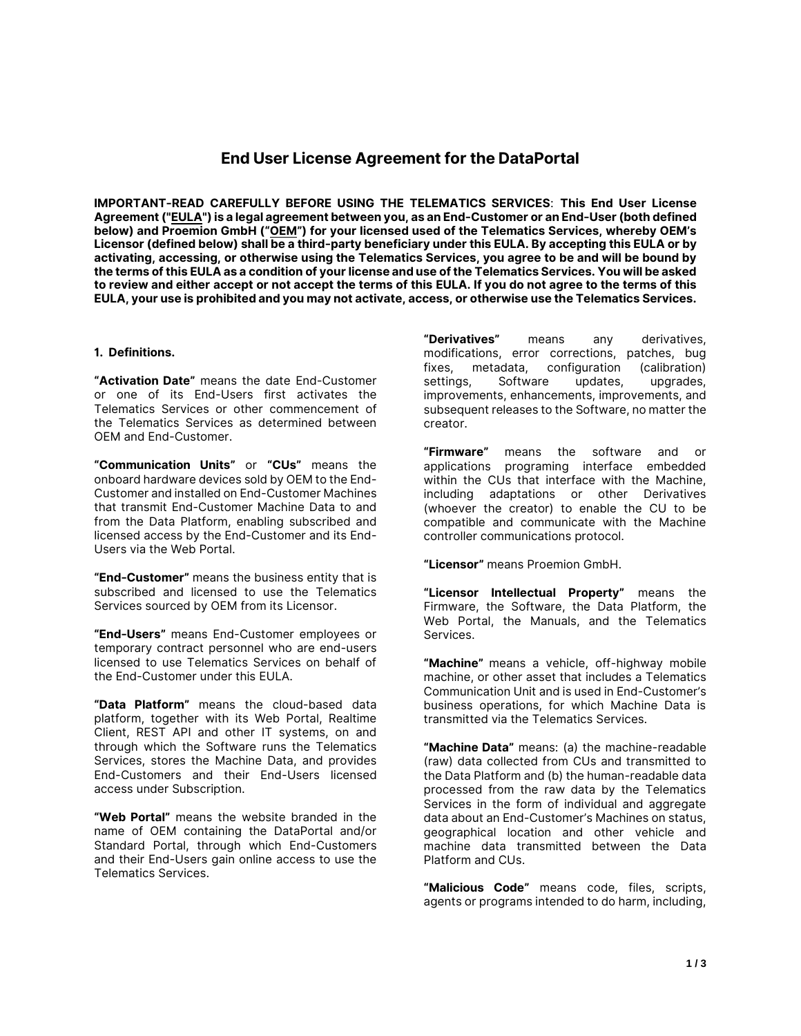# End User License Agreement for the DataPortal

**IMPORTANT-READ CAREFULLY BEFORE USING THE TELEMATICS SERVICES**: **This End User License Agreement ("<u>EULA</u>") is a legal agreement between you, as an End-Customer or an End-User (both defined below) and Proemion GmbH ("<u>OEM</u>") for your licensed used of the Telematics Services, whereby OEM's Licensor (defined below) shall be a third-party beneficiary under this EULA. By accepting this EULA or by activating, accessing, or otherwise using the Telematics Services, you agree to be and will be bound by the terms of this EULA as a condition of your license and use of the Telematics Services. You will be asked to review and either accept or not accept the terms of this EULA. If you do not agree to the terms of this EULA, your use is prohibited and you may not activate, access, or otherwise use the Telematics Services.**

**1. Definitions.**

**"Activation Date"** means the date End-Customer or one of its End-Users first activates the Telematics Services or other commencement of the Telematics Services as determined between OEM and End-Customer.

**"Communication Units"** or **"CUs"** means the onboard hardware devices sold by OEM to the End-Customer and installed on End-Customer Machines that transmit End-Customer Machine Data to and from the Data Platform, enabling subscribed and licensed access by the End-Customer and its End-Users via the Web Portal.

**"End-Customer"** means the business entity that is subscribed and licensed to use the Telematics Services sourced by OEM from its Licensor.

**"End-Users"** means End-Customer employees or temporary contract personnel who are end-users licensed to use Telematics Services on behalf of the End-Customer under this EULA.

**"Data Platform"** means the cloud-based data platform, together with its Web Portal, Realtime Client, REST API and other IT systems, on and through which the Software runs the Telematics Services, stores the Machine Data, and provides End-Customers and their End-Users licensed access under Subscription.

**"Web Portal"** means the website branded in the name of OEM containing the DataPortal and/or Standard Portal, through which End-Customers and their End-Users gain online access to use the Telematics Services.

**"Derivatives"** means any derivatives, modifications, error corrections, patches, bug fixes, metadata, configuration (calibration) settings, Software updates, upgrades, improvements, enhancements, improvements, and subsequent releases to the Software, no matter the creator.

**"Firmware"** means the software and or applications programing interface embedded within the CUs that interface with the Machine, including adaptations or other Derivatives (whoever the creator) to enable the CU to be compatible and communicate with the Machine controller communications protocol.

**"Licensor"** means Proemion GmbH.

**"Licensor Intellectual Property"** means the Firmware, the Software, the Data Platform, the Web Portal, the Manuals, and the Telematics Services.

**"Machine"** means a vehicle, off-highway mobile machine, or other asset that includes a Telematics Communication Unit and is used in End-Customer's business operations, for which Machine Data is transmitted via the Telematics Services.

**"Machine Data"** means: (a) the machine-readable (raw) data collected from CUs and transmitted to the Data Platform and (b) the human-readable data processed from the raw data by the Telematics Services in the form of individual and aggregate data about an End-Customer's Machines on status, geographical location and other vehicle and machine data transmitted between the Data Platform and CUs.

**"Malicious Code"** means code, files, scripts, agents or programs intended to do harm, including,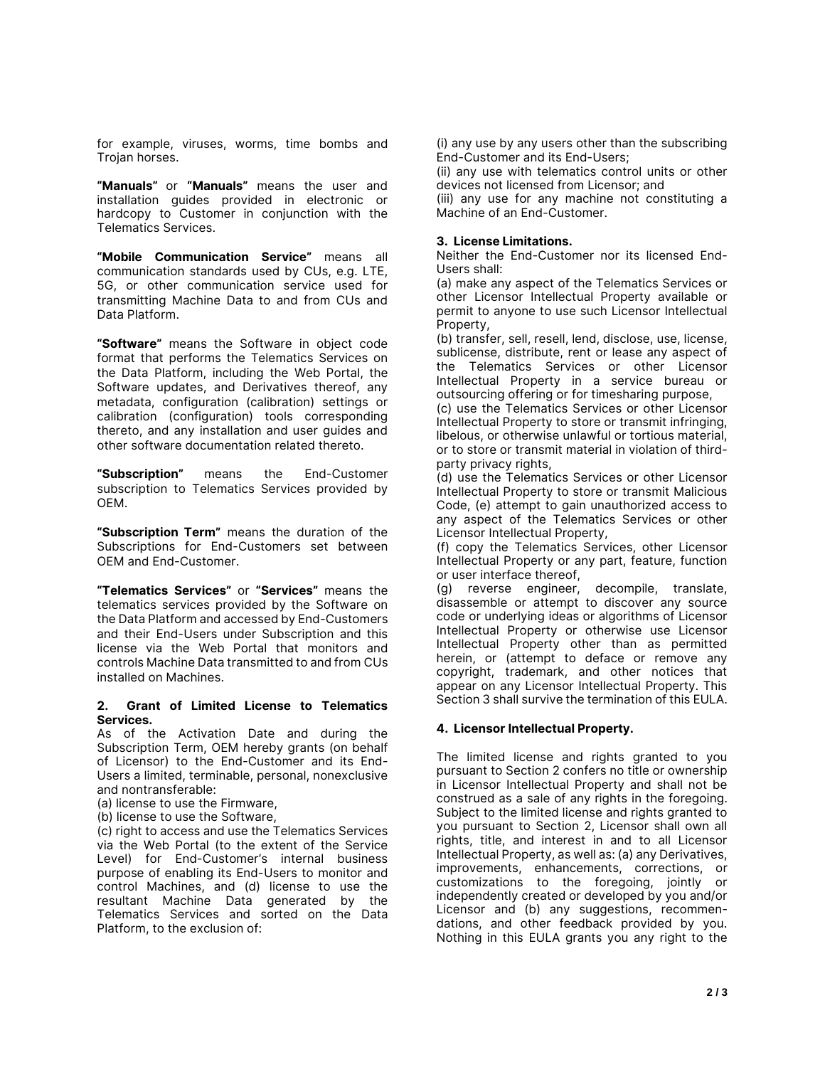for example, viruses, worms, time bombs and Trojan horses.

**"Manuals"** or **"Manuals"** means the user and installation guides provided in electronic or hardcopy to Customer in conjunction with the Telematics Services.

**"Mobile Communication Service"** means all communication standards used by CUs, e.g. LTE, 5G, or other communication service used for transmitting Machine Data to and from CUs and Data Platform.

**"Software"** means the Software in object code format that performs the Telematics Services on the Data Platform, including the Web Portal, the Software updates, and Derivatives thereof, any metadata, configuration (calibration) settings or calibration (configuration) tools corresponding thereto, and any installation and user guides and other software documentation related thereto.

**"Subscription"** means the End-Customer subscription to Telematics Services provided by OEM.

**"Subscription Term"** means the duration of the Subscriptions for End-Customers set between OEM and End-Customer.

**"Telematics Services"** or **"Services"** means the telematics services provided by the Software on the Data Platform and accessed by End-Customers and their End-Users under Subscription and this license via the Web Portal that monitors and controls Machine Data transmitted to and from CUs installed on Machines.

**2. Grant of Limited License to Telematics Services.**

As of the Activation Date and during the Subscription Term, OEM hereby grants (on behalf of Licensor) to the End-Customer and its End-Users a limited, terminable, personal, nonexclusive and nontransferable:
(a) license to use the Firmware,
(b) license to use the Software,
(c) right to access and use the Telematics Services via the Web Portal (to the extent of the Service Level) for End-Customer's internal business purpose of enabling its End-Users to monitor and control Machines, and (d) license to use the resultant Machine Data generated by the Telematics Services and sorted on the Data Platform, to the exclusion of:
(i) any use by any users other than the subscribing End-Customer and its End-Users;
(ii) any use with telematics control units or other devices not licensed from Licensor; and
(iii) any use for any machine not constituting a Machine of an End-Customer.

**3. License Limitations.**

Neither the End-Customer nor its licensed End-Users shall:
(a) make any aspect of the Telematics Services or other Licensor Intellectual Property available or permit to anyone to use such Licensor Intellectual Property,
(b) transfer, sell, resell, lend, disclose, use, license, sublicense, distribute, rent or lease any aspect of the Telematics Services or other Licensor Intellectual Property in a service bureau or outsourcing offering or for timesharing purpose,
(c) use the Telematics Services or other Licensor Intellectual Property to store or transmit infringing, libelous, or otherwise unlawful or tortious material, or to store or transmit material in violation of third-party privacy rights,
(d) use the Telematics Services or other Licensor Intellectual Property to store or transmit Malicious Code, (e) attempt to gain unauthorized access to any aspect of the Telematics Services or other Licensor Intellectual Property,
(f) copy the Telematics Services, other Licensor Intellectual Property or any part, feature, function or user interface thereof,
(g) reverse engineer, decompile, translate, disassemble or attempt to discover any source code or underlying ideas or algorithms of Licensor Intellectual Property or otherwise use Licensor Intellectual Property other than as permitted herein, or (attempt to deface or remove any copyright, trademark, and other notices that appear on any Licensor Intellectual Property. This Section 3 shall survive the termination of this EULA.

**4. Licensor Intellectual Property.**

The limited license and rights granted to you pursuant to Section 2 confers no title or ownership in Licensor Intellectual Property and shall not be construed as a sale of any rights in the foregoing. Subject to the limited license and rights granted to you pursuant to Section 2, Licensor shall own all rights, title, and interest in and to all Licensor Intellectual Property, as well as: (a) any Derivatives, improvements, enhancements, corrections, or customizations to the foregoing, jointly or independently created or developed by you and/or Licensor and (b) any suggestions, recommendations, and other feedback provided by you. Nothing in this EULA grants you any right to the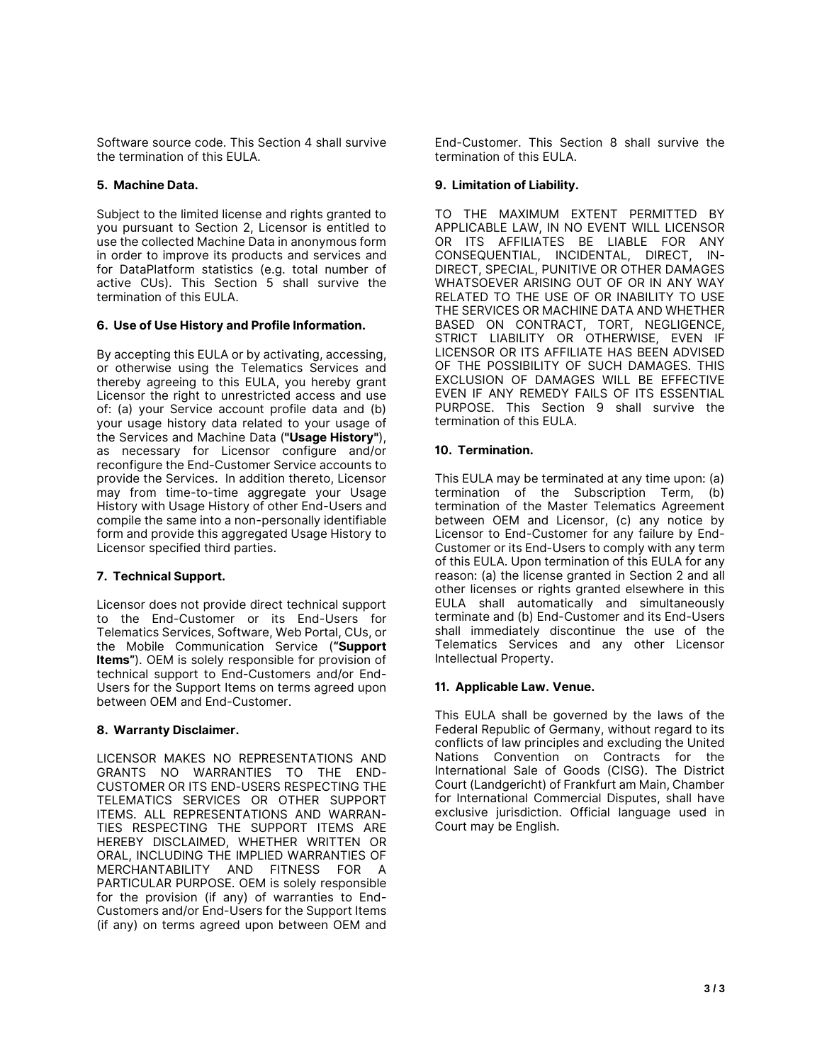Software source code. This Section 4 shall survive the termination of this EULA.

## 5. Machine Data.

Subject to the limited license and rights granted to you pursuant to Section 2, Licensor is entitled to use the collected Machine Data in anonymous form in order to improve its products and services and for DataPlatform statistics (e.g. total number of active CUs). This Section 5 shall survive the termination of this EULA.

## 6. Use of Use History and Profile Information.

By accepting this EULA or by activating, accessing, or otherwise using the Telematics Services and thereby agreeing to this EULA, you hereby grant Licensor the right to unrestricted access and use of: (a) your Service account profile data and (b) your usage history data related to your usage of the Services and Machine Data (**"Usage History"**), as necessary for Licensor configure and/or reconfigure the End-Customer Service accounts to provide the Services. In addition thereto, Licensor may from time-to-time aggregate your Usage History with Usage History of other End-Users and compile the same into a non-personally identifiable form and provide this aggregated Usage History to Licensor specified third parties.

## 7. Technical Support.

Licensor does not provide direct technical support to the End-Customer or its End-Users for Telematics Services, Software, Web Portal, CUs, or the Mobile Communication Service (**"Support Items"**). OEM is solely responsible for provision of technical support to End-Customers and/or End-Users for the Support Items on terms agreed upon between OEM and End-Customer.

## 8. Warranty Disclaimer.

LICENSOR MAKES NO REPRESENTATIONS AND GRANTS NO WARRANTIES TO THE END-CUSTOMER OR ITS END-USERS RESPECTING THE TELEMATICS SERVICES OR OTHER SUPPORT ITEMS. ALL REPRESENTATIONS AND WARRANTIES RESPECTING THE SUPPORT ITEMS ARE HEREBY DISCLAIMED, WHETHER WRITTEN OR ORAL, INCLUDING THE IMPLIED WARRANTIES OF MERCHANTABILITY AND FITNESS FOR A PARTICULAR PURPOSE. OEM is solely responsible for the provision (if any) of warranties to End-Customers and/or End-Users for the Support Items (if any) on terms agreed upon between OEM and End-Customer. This Section 8 shall survive the termination of this EULA.

## 9. Limitation of Liability.

TO THE MAXIMUM EXTENT PERMITTED BY APPLICABLE LAW, IN NO EVENT WILL LICENSOR OR ITS AFFILIATES BE LIABLE FOR ANY CONSEQUENTIAL, INCIDENTAL, DIRECT, INDIRECT, SPECIAL, PUNITIVE OR OTHER DAMAGES WHATSOEVER ARISING OUT OF OR IN ANY WAY RELATED TO THE USE OF OR INABILITY TO USE THE SERVICES OR MACHINE DATA AND WHETHER BASED ON CONTRACT, TORT, NEGLIGENCE, STRICT LIABILITY OR OTHERWISE, EVEN IF LICENSOR OR ITS AFFILIATE HAS BEEN ADVISED OF THE POSSIBILITY OF SUCH DAMAGES. THIS EXCLUSION OF DAMAGES WILL BE EFFECTIVE EVEN IF ANY REMEDY FAILS OF ITS ESSENTIAL PURPOSE. This Section 9 shall survive the termination of this EULA.

## 10. Termination.

This EULA may be terminated at any time upon: (a) termination of the Subscription Term, (b) termination of the Master Telematics Agreement between OEM and Licensor, (c) any notice by Licensor to End-Customer for any failure by End-Customer or its End-Users to comply with any term of this EULA. Upon termination of this EULA for any reason: (a) the license granted in Section 2 and all other licenses or rights granted elsewhere in this EULA shall automatically and simultaneously terminate and (b) End-Customer and its End-Users shall immediately discontinue the use of the Telematics Services and any other Licensor Intellectual Property.

## 11. Applicable Law. Venue.

This EULA shall be governed by the laws of the Federal Republic of Germany, without regard to its conflicts of law principles and excluding the United Nations Convention on Contracts for the International Sale of Goods (CISG). The District Court (Landgericht) of Frankfurt am Main, Chamber for International Commercial Disputes, shall have exclusive jurisdiction. Official language used in Court may be English.